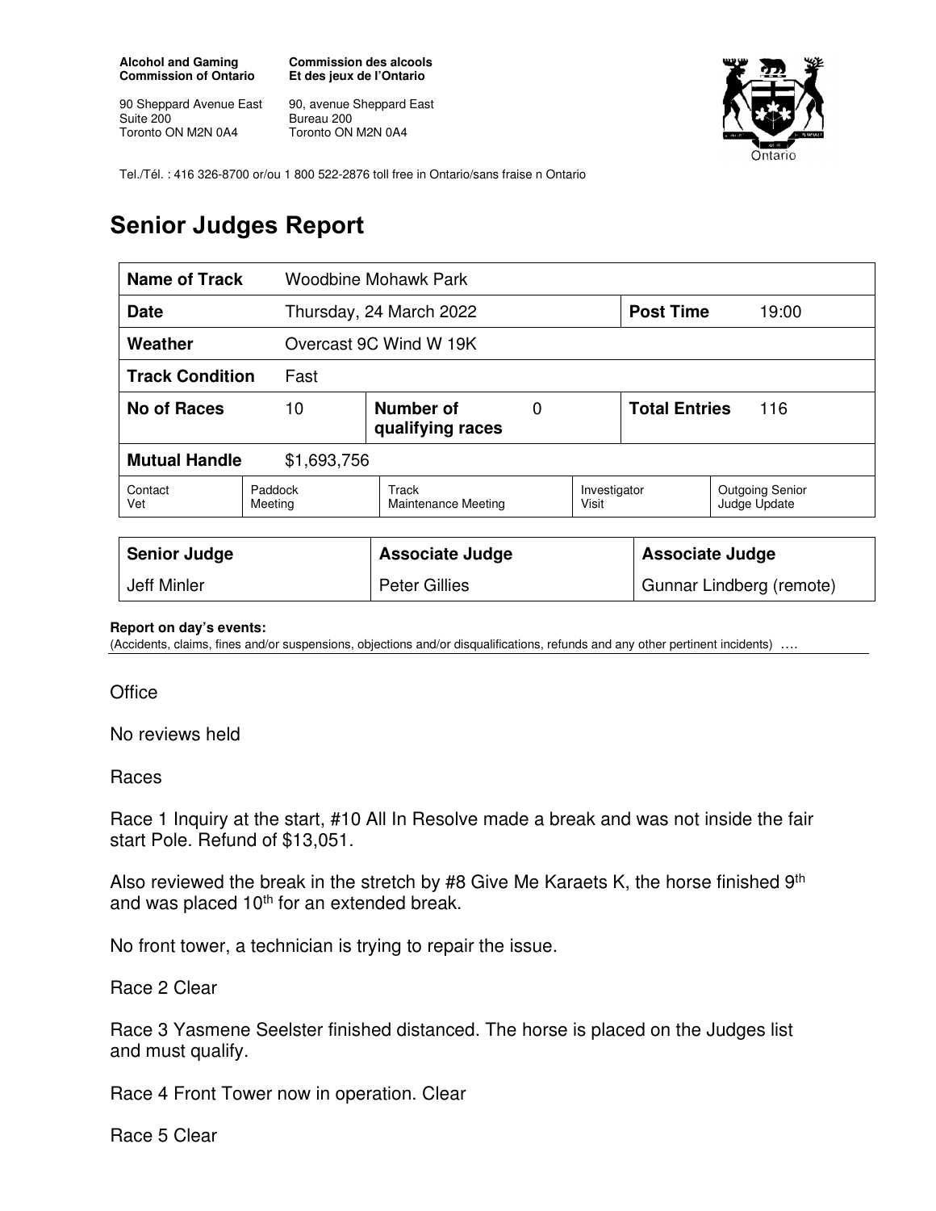**Alcohol and Gaming Commission of Ontario**

90 Sheppard Avenue East
Suite 200
Toronto ON M2N 0A4

**Commission des alcools Et des jeux de l'Ontario**

90, avenue Sheppard East
Bureau 200
Toronto ON M2N 0A4

Ontario

Tel./Tél. : 416 326-8700 or/ou 1 800 522-2876 toll free in Ontario/sans fraise n Ontario

# Senior Judges Report

| **Name of Track** | Woodbine Mohawk Park | | | | |
|---|---|---|---|---|---|
| **Date** | Thursday, 24 March 2022 | | | **Post Time** | 19:00 |
| **Weather** | Overcast 9C Wind W 19K | | | | |
| **Track Condition** | Fast | | | | |
| **No of Races** | 10 | **Number of qualifying races** | 0 | **Total Entries** | 116 |
| **Mutual Handle** | $1,693,756 | | | | |
| Contact Vet | Paddock Meeting | Track Maintenance Meeting | | Investigator Visit | Outgoing Senior Judge Update |

| **Senior Judge** | **Associate Judge** | **Associate Judge** |
|---|---|---|
| Jeff Minler | Peter Gillies | Gunnar Lindberg (remote) |

**Report on day's events:**
(Accidents, claims, fines and/or suspensions, objections and/or disqualifications, refunds and any other pertinent incidents) ….

Office

No reviews held

Races

Race 1 Inquiry at the start, #10 All In Resolve made a break and was not inside the fair start Pole. Refund of $13,051.

Also reviewed the break in the stretch by #8 Give Me Karaets K, the horse finished 9th and was placed 10th for an extended break.

No front tower, a technician is trying to repair the issue.

Race 2 Clear

Race 3 Yasmene Seelster finished distanced. The horse is placed on the Judges list and must qualify.

Race 4 Front Tower now in operation. Clear

Race 5 Clear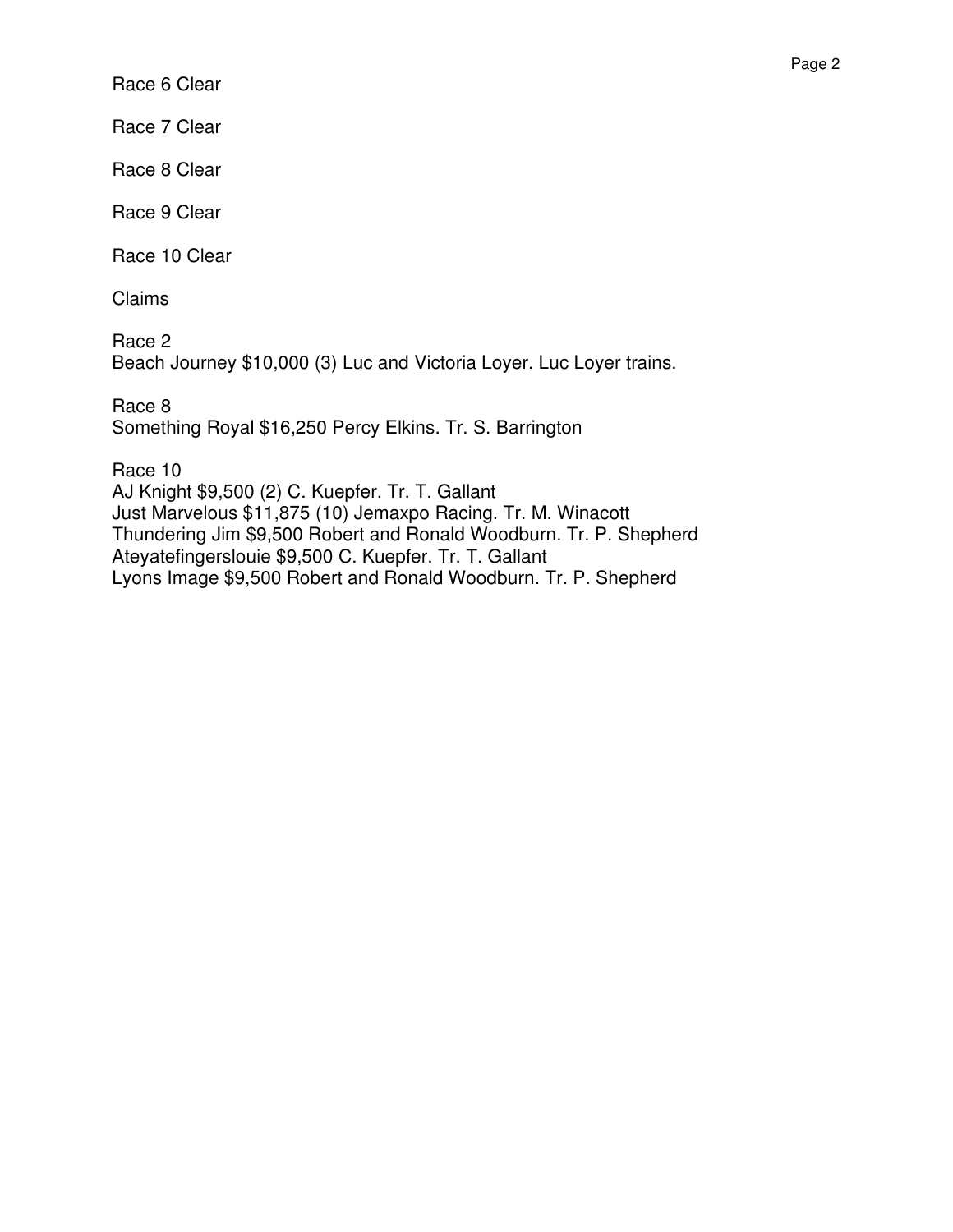Race 6 Clear

Race 7 Clear

Race 8 Clear

Race 9 Clear

Race 10 Clear

Claims

Race 2
Beach Journey $10,000 (3) Luc and Victoria Loyer. Luc Loyer trains.

Race 8
Something Royal $16,250 Percy Elkins. Tr. S. Barrington

Race 10
AJ Knight $9,500 (2) C. Kuepfer. Tr. T. Gallant
Just Marvelous $11,875 (10) Jemaxpo Racing. Tr. M. Winacott
Thundering Jim $9,500 Robert and Ronald Woodburn. Tr. P. Shepherd
Ateyatefingerslouie $9,500 C. Kuepfer. Tr. T. Gallant
Lyons Image $9,500 Robert and Ronald Woodburn. Tr. P. Shepherd